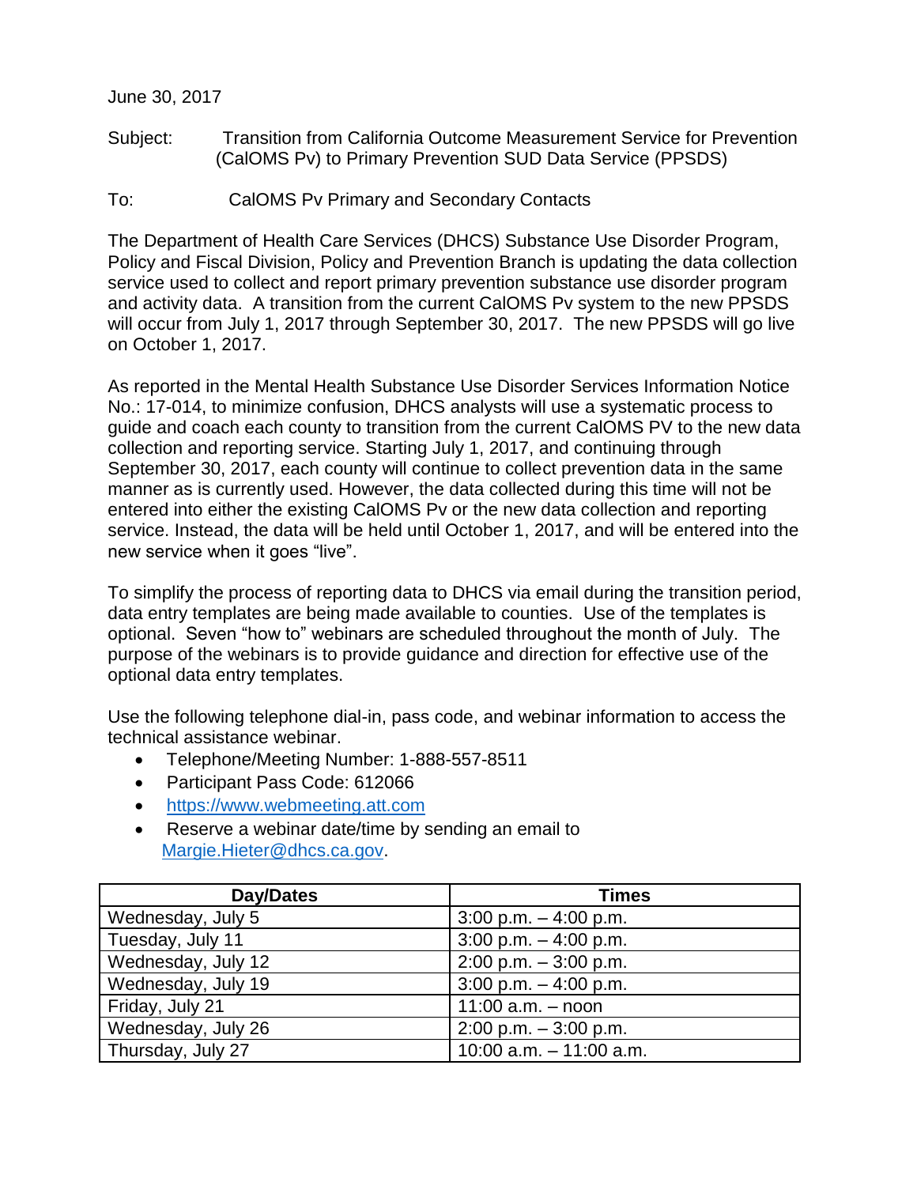June 30, 2017

Subject: Transition from California Outcome Measurement Service for Prevention (CalOMS Pv) to Primary Prevention SUD Data Service (PPSDS)

To: CalOMS Pv Primary and Secondary Contacts

The Department of Health Care Services (DHCS) Substance Use Disorder Program, Policy and Fiscal Division, Policy and Prevention Branch is updating the data collection service used to collect and report primary prevention substance use disorder program and activity data. A transition from the current CalOMS Pv system to the new PPSDS will occur from July 1, 2017 through September 30, 2017. The new PPSDS will go live on October 1, 2017.

As reported in the Mental Health Substance Use Disorder Services Information Notice No.: 17-014, to minimize confusion, DHCS analysts will use a systematic process to guide and coach each county to transition from the current CalOMS PV to the new data collection and reporting service. Starting July 1, 2017, and continuing through September 30, 2017, each county will continue to collect prevention data in the same manner as is currently used. However, the data collected during this time will not be entered into either the existing CalOMS Pv or the new data collection and reporting service. Instead, the data will be held until October 1, 2017, and will be entered into the new service when it goes "live".

To simplify the process of reporting data to DHCS via email during the transition period, data entry templates are being made available to counties. Use of the templates is optional. Seven "how to" webinars are scheduled throughout the month of July. The purpose of the webinars is to provide guidance and direction for effective use of the optional data entry templates.

Use the following telephone dial-in, pass code, and webinar information to access the technical assistance webinar.

- Telephone/Meeting Number: 1-888-557-8511
- Participant Pass Code: 612066
- https://www.webmeeting.att.com
- Reserve a webinar date/time by sending an email to Margie.Hieter@dhcs.ca.gov.

| Day/Dates | Times |
|---|---|
| Wednesday, July 5 | 3:00 p.m. – 4:00 p.m. |
| Tuesday, July 11 | 3:00 p.m. – 4:00 p.m. |
| Wednesday, July 12 | 2:00 p.m. – 3:00 p.m. |
| Wednesday, July 19 | 3:00 p.m. – 4:00 p.m. |
| Friday, July 21 | 11:00 a.m. – noon |
| Wednesday, July 26 | 2:00 p.m. – 3:00 p.m. |
| Thursday, July 27 | 10:00 a.m. – 11:00 a.m. |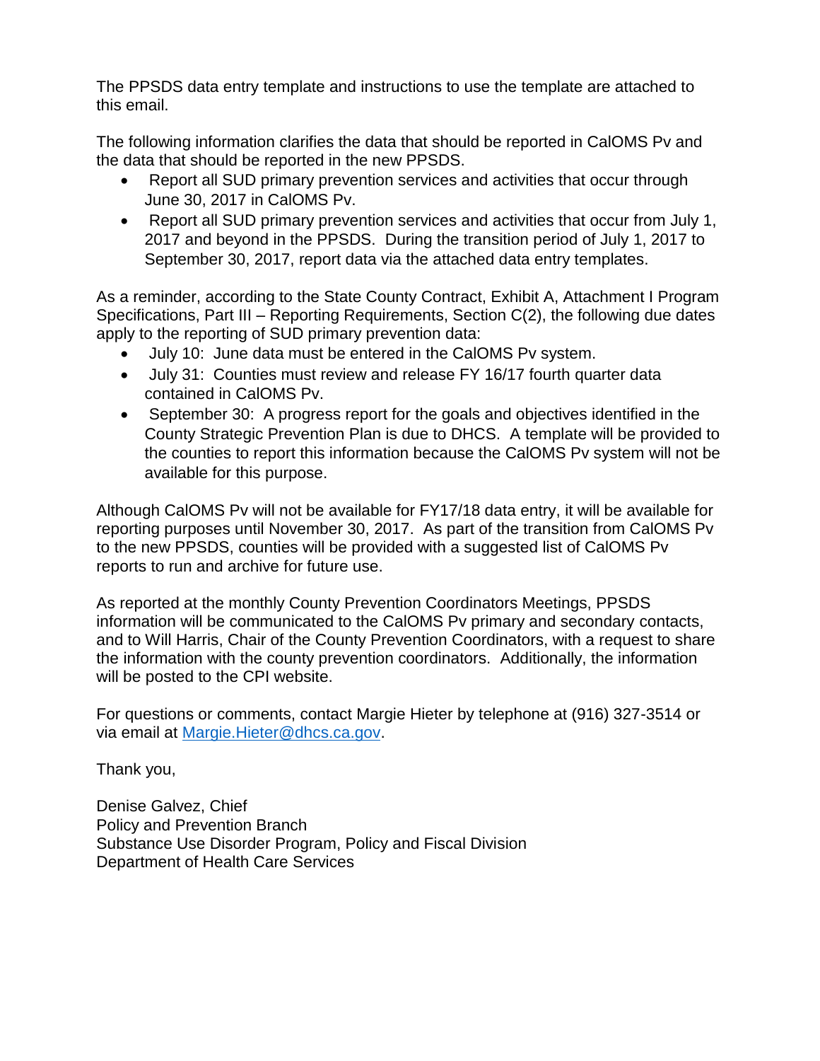The PPSDS data entry template and instructions to use the template are attached to this email.

The following information clarifies the data that should be reported in CalOMS Pv and the data that should be reported in the new PPSDS.

- Report all SUD primary prevention services and activities that occur through June 30, 2017 in CalOMS Pv.
- Report all SUD primary prevention services and activities that occur from July 1, 2017 and beyond in the PPSDS. During the transition period of July 1, 2017 to September 30, 2017, report data via the attached data entry templates.

As a reminder, according to the State County Contract, Exhibit A, Attachment I Program Specifications, Part III – Reporting Requirements, Section C(2), the following due dates apply to the reporting of SUD primary prevention data:

- July 10: June data must be entered in the CalOMS Pv system.
- July 31: Counties must review and release FY 16/17 fourth quarter data contained in CalOMS Pv.
- September 30: A progress report for the goals and objectives identified in the County Strategic Prevention Plan is due to DHCS. A template will be provided to the counties to report this information because the CalOMS Pv system will not be available for this purpose.

Although CalOMS Pv will not be available for FY17/18 data entry, it will be available for reporting purposes until November 30, 2017. As part of the transition from CalOMS Pv to the new PPSDS, counties will be provided with a suggested list of CalOMS Pv reports to run and archive for future use.

As reported at the monthly County Prevention Coordinators Meetings, PPSDS information will be communicated to the CalOMS Pv primary and secondary contacts, and to Will Harris, Chair of the County Prevention Coordinators, with a request to share the information with the county prevention coordinators. Additionally, the information will be posted to the CPI website.

For questions or comments, contact Margie Hieter by telephone at (916) 327-3514 or via email at [Margie.Hieter@dhcs.ca.gov](mailto:Margie.Hieter@dhcs.ca.gov).

Thank you,

Denise Galvez, Chief
Policy and Prevention Branch
Substance Use Disorder Program, Policy and Fiscal Division
Department of Health Care Services